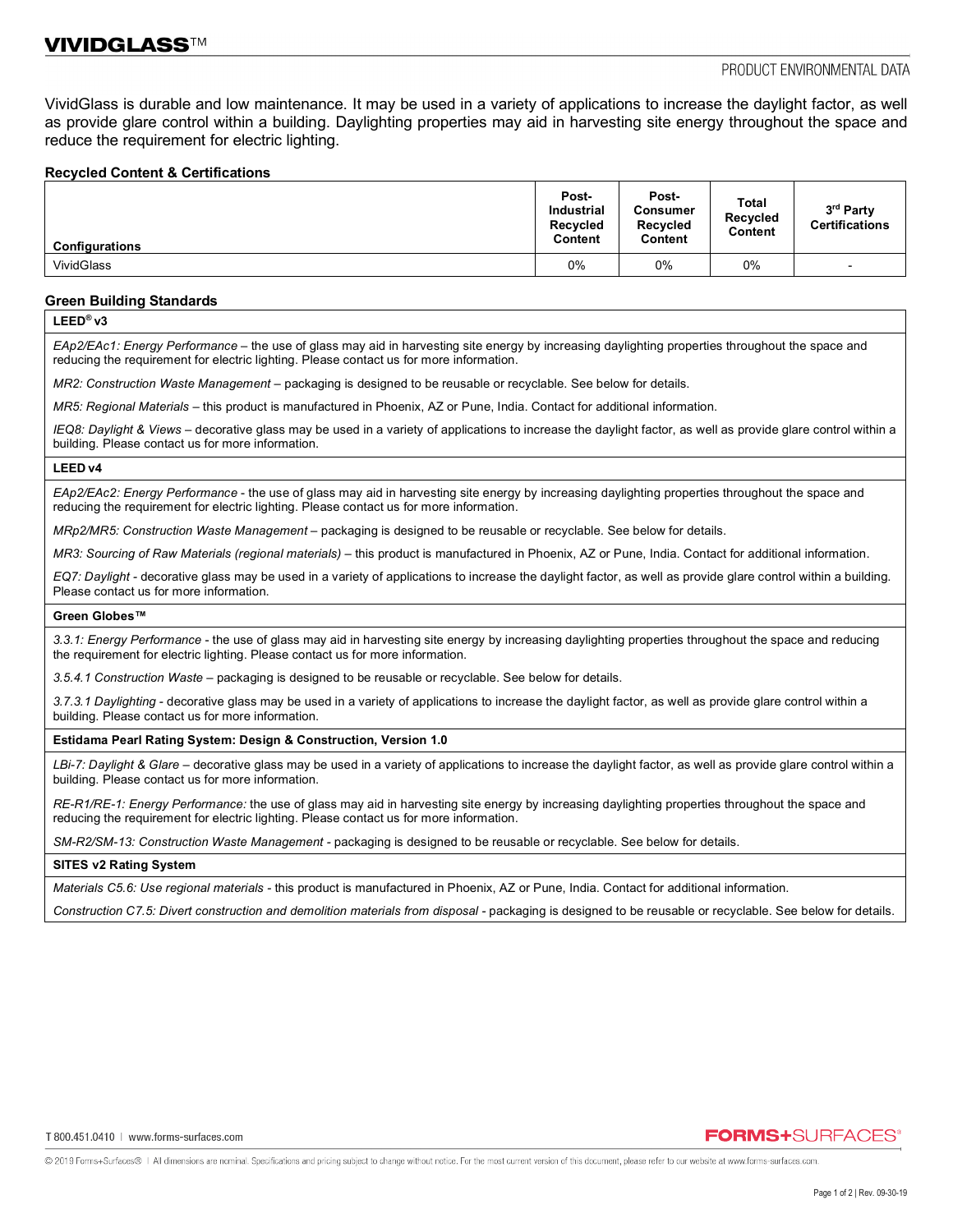# VIVIDGLASS™

PRODUCT ENVIRONMENTAL DATA

VividGlass is durable and low maintenance. It may be used in a variety of applications to increase the daylight factor, as well as provide glare control within a building. Daylighting properties may aid in harvesting site energy throughout the space and reduce the requirement for electric lighting.

## Recycled Content & Certifications

| Configurations | Post-Industrial Recycled Content | Post-Consumer Recycled Content | Total Recycled Content | 3rd Party Certifications |
|---|---|---|---|---|
| VividGlass | 0% | 0% | 0% | - |

## Green Building Standards

### LEED® v3

*EAp2/EAc1: Energy Performance* – the use of glass may aid in harvesting site energy by increasing daylighting properties throughout the space and reducing the requirement for electric lighting. Please contact us for more information.

*MR2: Construction Waste Management* – packaging is designed to be reusable or recyclable. See below for details.

*MR5: Regional Materials* – this product is manufactured in Phoenix, AZ or Pune, India. Contact for additional information.

*IEQ8: Daylight & Views* – decorative glass may be used in a variety of applications to increase the daylight factor, as well as provide glare control within a building. Please contact us for more information.

### LEED v4

*EAp2/EAc2: Energy Performance* - the use of glass may aid in harvesting site energy by increasing daylighting properties throughout the space and reducing the requirement for electric lighting. Please contact us for more information.

*MRp2/MR5: Construction Waste Management* – packaging is designed to be reusable or recyclable. See below for details.

*MR3: Sourcing of Raw Materials (regional materials)* – this product is manufactured in Phoenix, AZ or Pune, India. Contact for additional information.

*EQ7: Daylight* - decorative glass may be used in a variety of applications to increase the daylight factor, as well as provide glare control within a building. Please contact us for more information.

### Green Globes™

*3.3.1: Energy Performance* - the use of glass may aid in harvesting site energy by increasing daylighting properties throughout the space and reducing the requirement for electric lighting. Please contact us for more information.

*3.5.4.1 Construction Waste* – packaging is designed to be reusable or recyclable. See below for details.

*3.7.3.1 Daylighting* - decorative glass may be used in a variety of applications to increase the daylight factor, as well as provide glare control within a building. Please contact us for more information.

### Estidama Pearl Rating System: Design & Construction, Version 1.0

*LBi-7: Daylight & Glare* – decorative glass may be used in a variety of applications to increase the daylight factor, as well as provide glare control within a building. Please contact us for more information.

*RE-R1/RE-1: Energy Performance:* the use of glass may aid in harvesting site energy by increasing daylighting properties throughout the space and reducing the requirement for electric lighting. Please contact us for more information.

*SM-R2/SM-13: Construction Waste Management* - packaging is designed to be reusable or recyclable. See below for details.

### SITES v2 Rating System

*Materials C5.6: Use regional materials* - this product is manufactured in Phoenix, AZ or Pune, India. Contact for additional information.

*Construction C7.5: Divert construction and demolition materials from disposal* - packaging is designed to be reusable or recyclable. See below for details.

T 800.451.0410 | www.forms-surfaces.com

FORMS+SURFACES®

© 2019 Forms+Surfaces® | All dimensions are nominal. Specifications and pricing subject to change without notice. For the most current version of this document, please refer to our website at www.forms-surfaces.com.

Rev. 09-30-19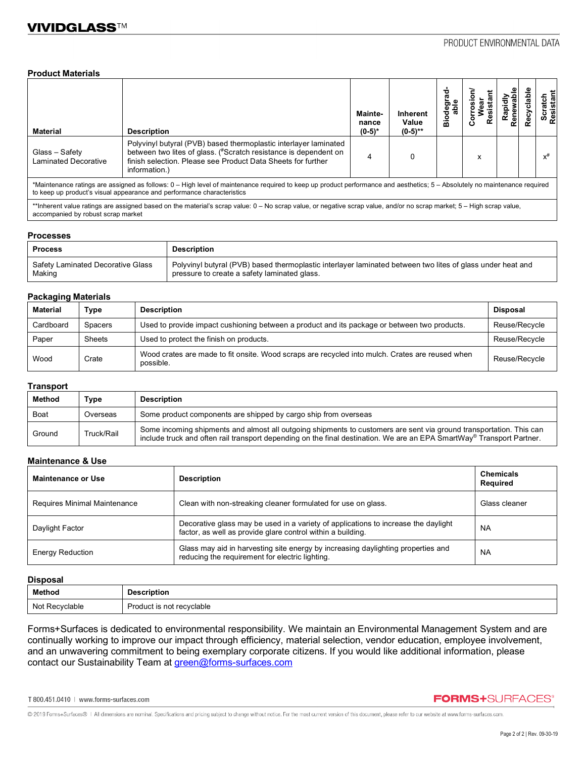## PRODUCT ENVIRONMENTAL DATA

### Product Materials

| Material | Description | Maintenance (0-5)* | Inherent Value (0-5)** | Biodegradable | Corrosion/ Wear Resistant | Rapidly Renewable | Recyclable | Scratch Resistant |
|---|---|---|---|---|---|---|---|---|
| Glass – Safety Laminated Decorative | Polyvinyl butyral (PVB) based thermoplastic interlayer laminated between two lites of glass. (#Scratch resistance is dependent on finish selection. Please see Product Data Sheets for further information.) | 4 | 0 | | x | | | x# |

*Maintenance ratings are assigned as follows: 0 – High level of maintenance required to keep up product performance and aesthetics; 5 – Absolutely no maintenance required to keep up product's visual appearance and performance characteristics

**Inherent value ratings are assigned based on the material's scrap value: 0 – No scrap value, or negative scrap value, and/or no scrap market; 5 – High scrap value, accompanied by robust scrap market

### Processes

| Process | Description |
|---|---|
| Safety Laminated Decorative Glass Making | Polyvinyl butyral (PVB) based thermoplastic interlayer laminated between two lites of glass under heat and pressure to create a safety laminated glass. |

### Packaging Materials

| Material | Type | Description | Disposal |
|---|---|---|---|
| Cardboard | Spacers | Used to provide impact cushioning between a product and its package or between two products. | Reuse/Recycle |
| Paper | Sheets | Used to protect the finish on products. | Reuse/Recycle |
| Wood | Crate | Wood crates are made to fit onsite. Wood scraps are recycled into mulch. Crates are reused when possible. | Reuse/Recycle |

### Transport

| Method | Type | Description |
|---|---|---|
| Boat | Overseas | Some product components are shipped by cargo ship from overseas |
| Ground | Truck/Rail | Some incoming shipments and almost all outgoing shipments to customers are sent via ground transportation. This can include truck and often rail transport depending on the final destination. We are an EPA SmartWay® Transport Partner. |

### Maintenance & Use

| Maintenance or Use | Description | Chemicals Required |
|---|---|---|
| Requires Minimal Maintenance | Clean with non-streaking cleaner formulated for use on glass. | Glass cleaner |
| Daylight Factor | Decorative glass may be used in a variety of applications to increase the daylight factor, as well as provide glare control within a building. | NA |
| Energy Reduction | Glass may aid in harvesting site energy by increasing daylighting properties and reducing the requirement for electric lighting. | NA |

### Disposal

| Method | Description |
|---|---|
| Not Recyclable | Product is not recyclable |

Forms+Surfaces is dedicated to environmental responsibility. We maintain an Environmental Management System and are continually working to improve our impact through efficiency, material selection, vendor education, employee involvement, and an unwavering commitment to being exemplary corporate citizens. If you would like additional information, please contact our Sustainability Team at green@forms-surfaces.com

T 800.451.0410 | www.forms-surfaces.com

© 2019 Forms+Surfaces® | All dimensions are nominal. Specifications and pricing subject to change without notice. For the most current version of this document, please refer to our website at www.forms-surfaces.com.

Rev. 09-30-19